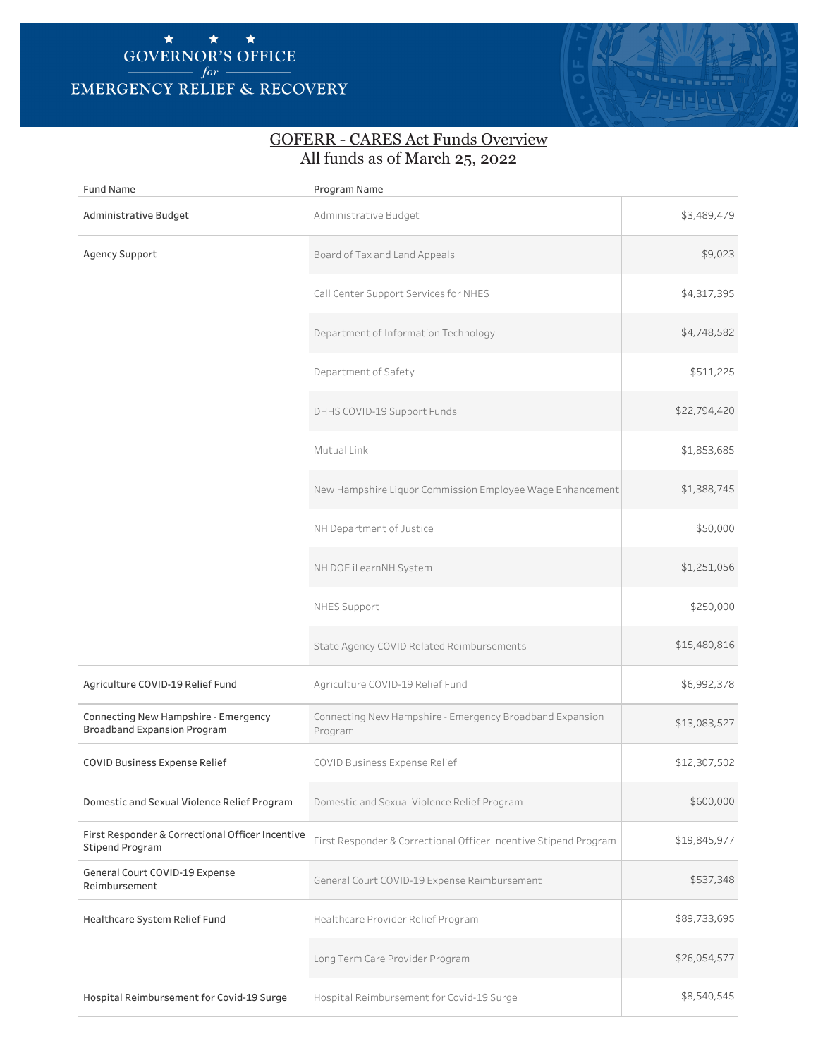GOVERNOR'S OFFICE *for* EMERGENCY RELIEF & RECOVERY

# GOFERR - CARES Act Funds Overview

All funds as of March 25, 2022

| Fund Name | Program Name | |
|---|---|---|
| Administrative Budget | Administrative Budget | $3,489,479 |
| Agency Support | Board of Tax and Land Appeals | $9,023 |
| | Call Center Support Services for NHES | $4,317,395 |
| | Department of Information Technology | $4,748,582 |
| | Department of Safety | $511,225 |
| | DHHS COVID-19 Support Funds | $22,794,420 |
| | Mutual Link | $1,853,685 |
| | New Hampshire Liquor Commission Employee Wage Enhancement | $1,388,745 |
| | NH Department of Justice | $50,000 |
| | NH DOE iLearnNH System | $1,251,056 |
| | NHES Support | $250,000 |
| | State Agency COVID Related Reimbursements | $15,480,816 |
| Agriculture COVID-19 Relief Fund | Agriculture COVID-19 Relief Fund | $6,992,378 |
| Connecting New Hampshire - Emergency Broadband Expansion Program | Connecting New Hampshire - Emergency Broadband Expansion Program | $13,083,527 |
| COVID Business Expense Relief | COVID Business Expense Relief | $12,307,502 |
| Domestic and Sexual Violence Relief Program | Domestic and Sexual Violence Relief Program | $600,000 |
| First Responder & Correctional Officer Incentive Stipend Program | First Responder & Correctional Officer Incentive Stipend Program | $19,845,977 |
| General Court COVID-19 Expense Reimbursement | General Court COVID-19 Expense Reimbursement | $537,348 |
| Healthcare System Relief Fund | Healthcare Provider Relief Program | $89,733,695 |
| | Long Term Care Provider Program | $26,054,577 |
| Hospital Reimbursement for Covid-19 Surge | Hospital Reimbursement for Covid-19 Surge | $8,540,545 |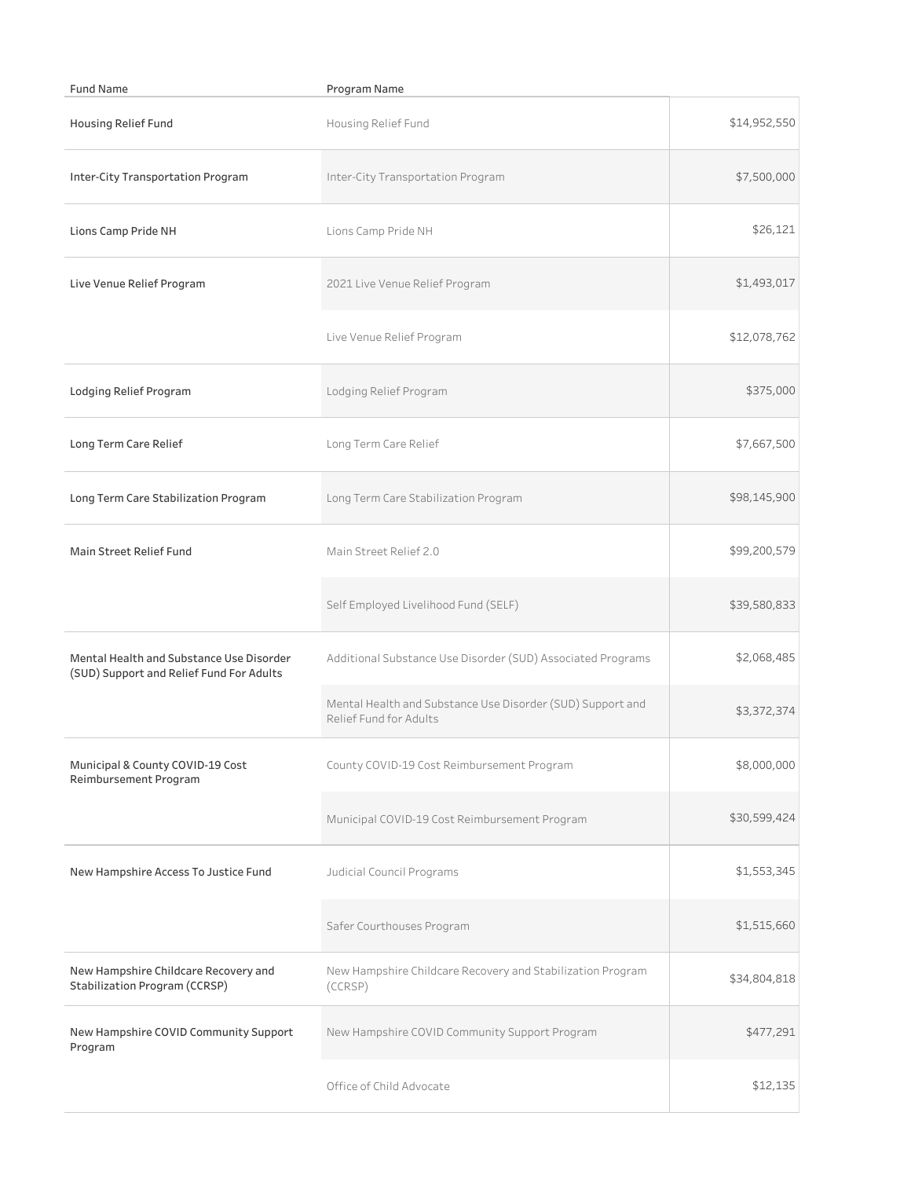| Fund Name | Program Name | |
|---|---|---|
| Housing Relief Fund | Housing Relief Fund | $14,952,550 |
| Inter-City Transportation Program | Inter-City Transportation Program | $7,500,000 |
| Lions Camp Pride NH | Lions Camp Pride NH | $26,121 |
| Live Venue Relief Program | 2021 Live Venue Relief Program | $1,493,017 |
| | Live Venue Relief Program | $12,078,762 |
| Lodging Relief Program | Lodging Relief Program | $375,000 |
| Long Term Care Relief | Long Term Care Relief | $7,667,500 |
| Long Term Care Stabilization Program | Long Term Care Stabilization Program | $98,145,900 |
| Main Street Relief Fund | Main Street Relief 2.0 | $99,200,579 |
| | Self Employed Livelihood Fund (SELF) | $39,580,833 |
| Mental Health and Substance Use Disorder (SUD) Support and Relief Fund For Adults | Additional Substance Use Disorder (SUD) Associated Programs | $2,068,485 |
| | Mental Health and Substance Use Disorder (SUD) Support and Relief Fund for Adults | $3,372,374 |
| Municipal & County COVID-19 Cost Reimbursement Program | County COVID-19 Cost Reimbursement Program | $8,000,000 |
| | Municipal COVID-19 Cost Reimbursement Program | $30,599,424 |
| New Hampshire Access To Justice Fund | Judicial Council Programs | $1,553,345 |
| | Safer Courthouses Program | $1,515,660 |
| New Hampshire Childcare Recovery and Stabilization Program (CCRSP) | New Hampshire Childcare Recovery and Stabilization Program (CCRSP) | $34,804,818 |
| New Hampshire COVID Community Support Program | New Hampshire COVID Community Support Program | $477,291 |
| | Office of Child Advocate | $12,135 |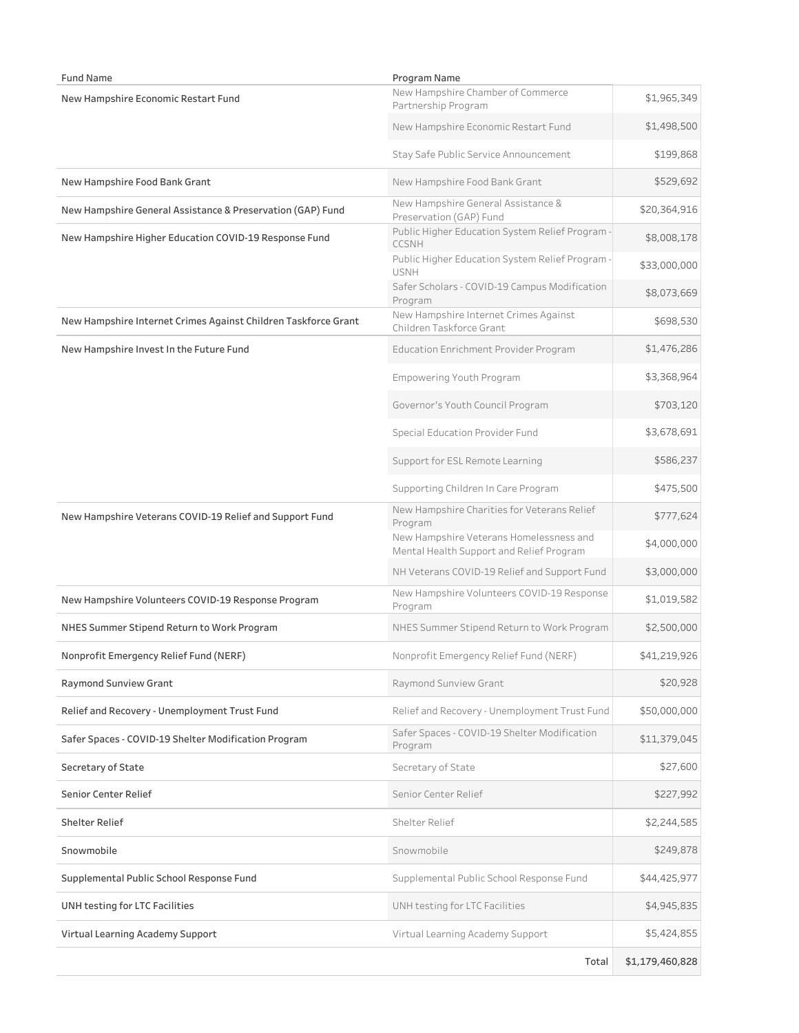| Fund Name | Program Name | |
|---|---|---|
| New Hampshire Economic Restart Fund | New Hampshire Chamber of Commerce Partnership Program | $1,965,349 |
| | New Hampshire Economic Restart Fund | $1,498,500 |
| | Stay Safe Public Service Announcement | $199,868 |
| New Hampshire Food Bank Grant | New Hampshire Food Bank Grant | $529,692 |
| New Hampshire General Assistance & Preservation (GAP) Fund | New Hampshire General Assistance & Preservation (GAP) Fund | $20,364,916 |
| New Hampshire Higher Education COVID-19 Response Fund | Public Higher Education System Relief Program - CCSNH | $8,008,178 |
| | Public Higher Education System Relief Program - USNH | $33,000,000 |
| | Safer Scholars - COVID-19 Campus Modification Program | $8,073,669 |
| New Hampshire Internet Crimes Against Children Taskforce Grant | New Hampshire Internet Crimes Against Children Taskforce Grant | $698,530 |
| New Hampshire Invest In the Future Fund | Education Enrichment Provider Program | $1,476,286 |
| | Empowering Youth Program | $3,368,964 |
| | Governor's Youth Council Program | $703,120 |
| | Special Education Provider Fund | $3,678,691 |
| | Support for ESL Remote Learning | $586,237 |
| | Supporting Children In Care Program | $475,500 |
| New Hampshire Veterans COVID-19 Relief and Support Fund | New Hampshire Charities for Veterans Relief Program | $777,624 |
| | New Hampshire Veterans Homelessness and Mental Health Support and Relief Program | $4,000,000 |
| | NH Veterans COVID-19 Relief and Support Fund | $3,000,000 |
| New Hampshire Volunteers COVID-19 Response Program | New Hampshire Volunteers COVID-19 Response Program | $1,019,582 |
| NHES Summer Stipend Return to Work Program | NHES Summer Stipend Return to Work Program | $2,500,000 |
| Nonprofit Emergency Relief Fund (NERF) | Nonprofit Emergency Relief Fund (NERF) | $41,219,926 |
| Raymond Sunview Grant | Raymond Sunview Grant | $20,928 |
| Relief and Recovery - Unemployment Trust Fund | Relief and Recovery - Unemployment Trust Fund | $50,000,000 |
| Safer Spaces - COVID-19 Shelter Modification Program | Safer Spaces - COVID-19 Shelter Modification Program | $11,379,045 |
| Secretary of State | Secretary of State | $27,600 |
| Senior Center Relief | Senior Center Relief | $227,992 |
| Shelter Relief | Shelter Relief | $2,244,585 |
| Snowmobile | Snowmobile | $249,878 |
| Supplemental Public School Response Fund | Supplemental Public School Response Fund | $44,425,977 |
| UNH testing for LTC Facilities | UNH testing for LTC Facilities | $4,945,835 |
| Virtual Learning Academy Support | Virtual Learning Academy Support | $5,424,855 |
| | Total | $1,179,460,828 |